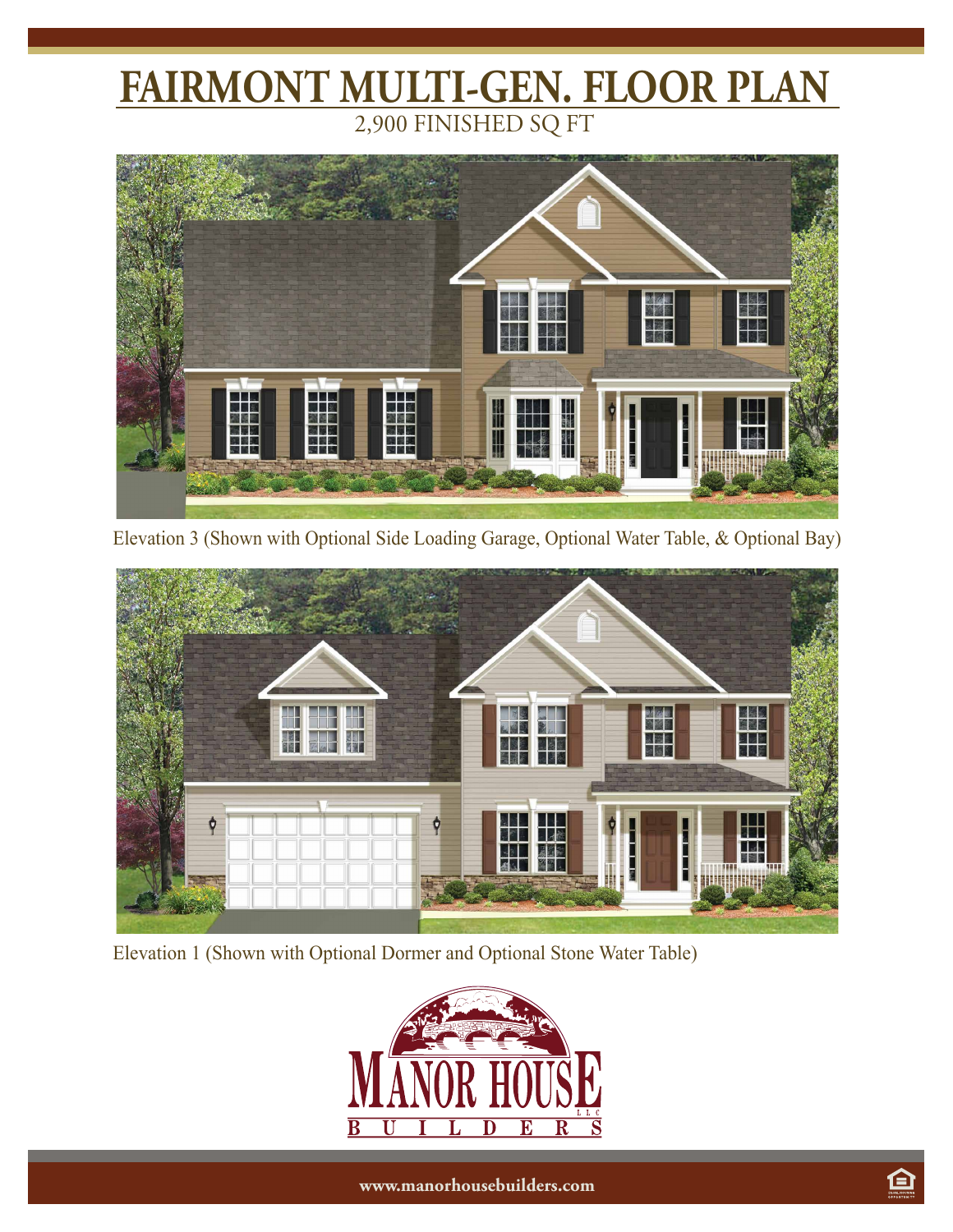# FAIRMONT MULTI-GEN. FLOOR PLAN

2,900 FINISHED SQ FT

Elevation 3 (Shown with Optional Side Loading Garage, Optional Water Table, & Optional Bay)

Elevation 1 (Shown with Optional Dormer and Optional Stone Water Table)

MANOR HOUSE LLC

BUILDERS

www.manorhousebuilders.com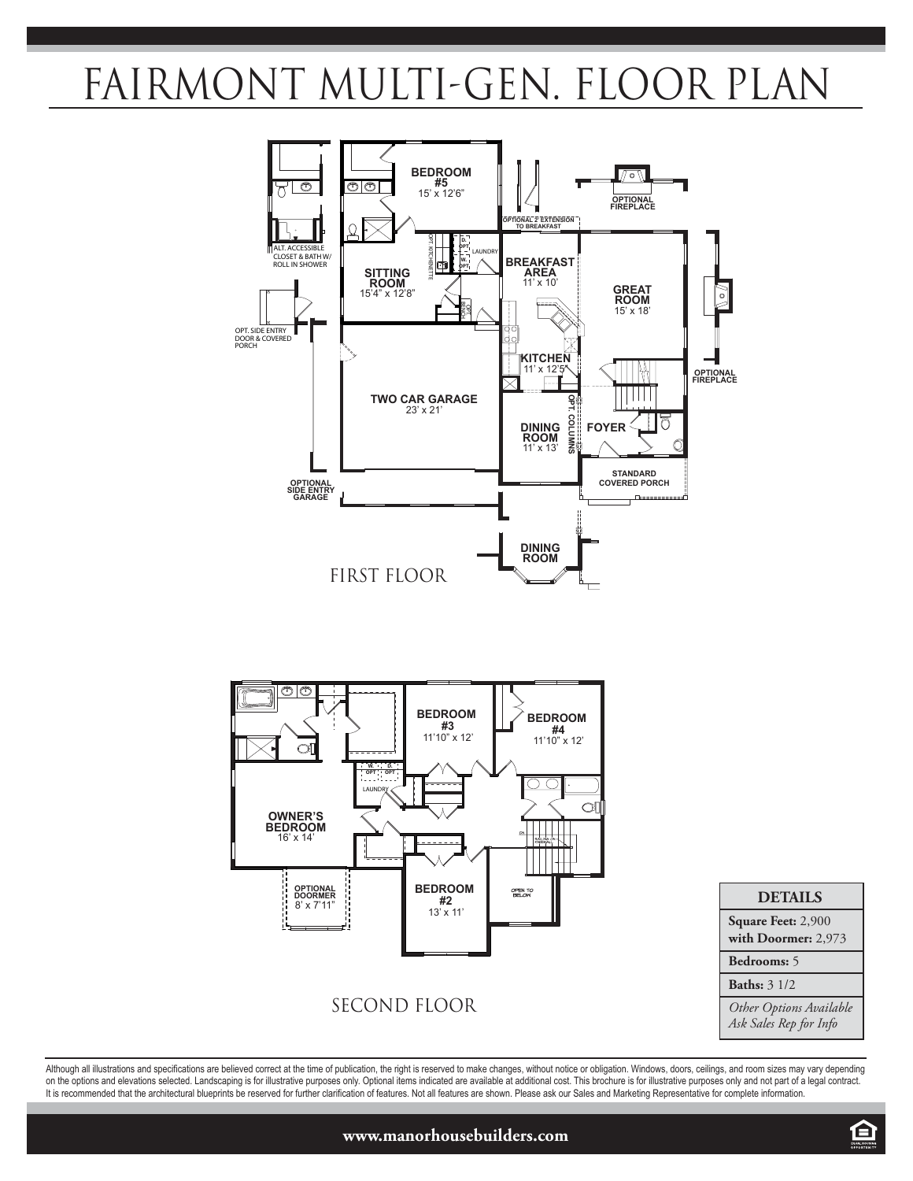# FAIRMONT MULTI-GEN. FLOOR PLAN

BEDROOM #5
15' x 12'6"

ALT. ACCESSIBLE CLOSET & BATH W/ ROLL IN SHOWER

SITTING ROOM
15'4" x 12'8"

OPT. KITCHENETTE

LAUNDRY

OPTIONAL 2' EXTENSION TO BREAKFAST

OPTIONAL FIREPLACE

BREAKFAST AREA
11' x 10'

GREAT ROOM
15' x 18'

OPT. SIDE ENTRY DOOR & COVERED PORCH

TWO CAR GARAGE
23' x 21'

KITCHEN
11' x 12'5"

OPTIONAL FIREPLACE

OPT. COLUMNS

DINING ROOM
11' x 13'

FOYER

STANDARD COVERED PORCH

OPTIONAL SIDE ENTRY GARAGE

DINING ROOM

FIRST FLOOR

BEDROOM #3
11'10" x 12'

BEDROOM #4
11'10" x 12'

LAUNDRY

OWNER'S BEDROOM
16' x 14'

OPTIONAL DOORMER
8' x 7'11"

BEDROOM #2
13' x 11'

OPEN TO BELOW

SECOND FLOOR

| DETAILS |
|---|
| **Square Feet:** 2,900 **with Doormer:** 2,973 |
| **Bedrooms:** 5 |
| **Baths:** 3 1/2 |
| *Other Options Available Ask Sales Rep for Info* |

Although all illustrations and specifications are believed correct at the time of publication, the right is reserved to make changes, without notice or obligation. Windows, doors, ceilings, and room sizes may vary depending on the options and elevations selected. Landscaping is for illustrative purposes only. Optional items indicated are available at additional cost. This brochure is for illustrative purposes only and not part of a legal contract. It is recommended that the architectural blueprints be reserved for further clarification of features. Not all features are shown. Please ask our Sales and Marketing Representative for complete information.

**www.manorhousebuilders.com**